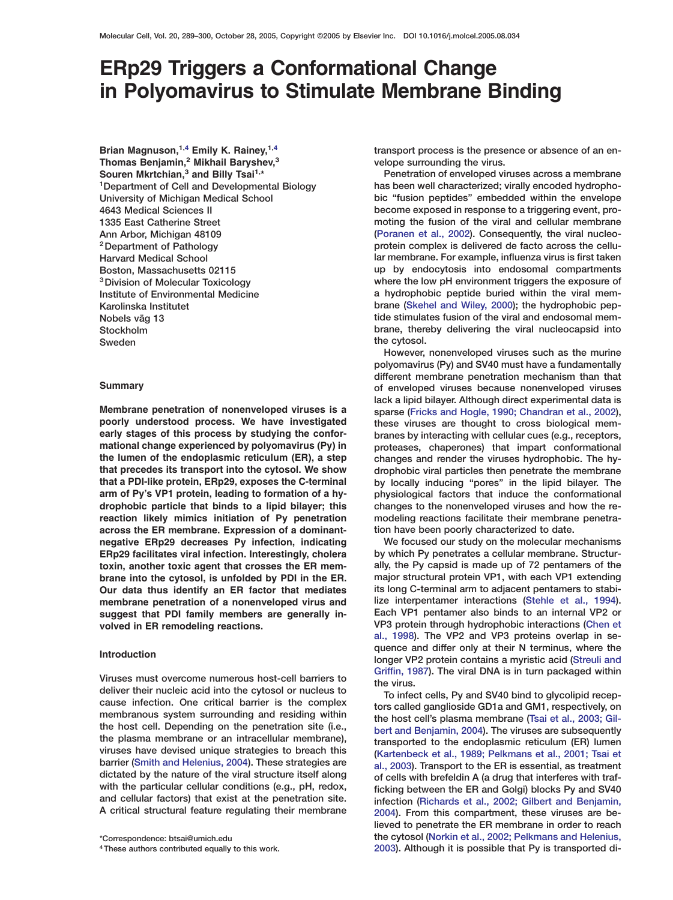# ERp29 Triggers a Conformational Change in Polyomavirus to Stimulate Membrane Binding

**Brian Magnuson,[1,4] Emily K. Rainey,[1,4] Thomas Benjamin,[2] Mikhail Baryshev,[3] Souren Mkrtchian,[3] and Billy Tsai[1,*]**

[1]Department of Cell and Developmental Biology
University of Michigan Medical School
4643 Medical Sciences II
1335 East Catherine Street
Ann Arbor, Michigan 48109
[2]Department of Pathology
Harvard Medical School
Boston, Massachusetts 02115
[3]Division of Molecular Toxicology
Institute of Environmental Medicine
Karolinska Institutet
Nobels väg 13
Stockholm
Sweden

## Summary

**Membrane penetration of nonenveloped viruses is a poorly understood process. We have investigated early stages of this process by studying the conformational change experienced by polyomavirus (Py) in the lumen of the endoplasmic reticulum (ER), a step that precedes its transport into the cytosol. We show that a PDI-like protein, ERp29, exposes the C-terminal arm of Py's VP1 protein, leading to formation of a hydrophobic particle that binds to a lipid bilayer; this reaction likely mimics initiation of Py penetration across the ER membrane. Expression of a dominant-negative ERp29 decreases Py infection, indicating ERp29 facilitates viral infection. Interestingly, cholera toxin, another toxic agent that crosses the ER membrane into the cytosol, is unfolded by PDI in the ER. Our data thus identify an ER factor that mediates membrane penetration of a nonenveloped virus and suggest that PDI family members are generally involved in ER remodeling reactions.**

## Introduction

Viruses must overcome numerous host-cell barriers to deliver their nucleic acid into the cytosol or nucleus to cause infection. One critical barrier is the complex membranous system surrounding and residing within the host cell. Depending on the penetration site (i.e., the plasma membrane or an intracellular membrane), viruses have devised unique strategies to breach this barrier (Smith and Helenius, 2004). These strategies are dictated by the nature of the viral structure itself along with the particular cellular conditions (e.g., pH, redox, and cellular factors) that exist at the penetration site. A critical structural feature regulating their membrane transport process is the presence or absence of an envelope surrounding the virus.

Penetration of enveloped viruses across a membrane has been well characterized; virally encoded hydrophobic "fusion peptides" embedded within the envelope become exposed in response to a triggering event, promoting the fusion of the viral and cellular membrane (Poranen et al., 2002). Consequently, the viral nucleoprotein complex is delivered de facto across the cellular membrane. For example, influenza virus is first taken up by endocytosis into endosomal compartments where the low pH environment triggers the exposure of a hydrophobic peptide buried within the viral membrane (Skehel and Wiley, 2000); the hydrophobic peptide stimulates fusion of the viral and endosomal membrane, thereby delivering the viral nucleocapsid into the cytosol.

However, nonenveloped viruses such as the murine polyomavirus (Py) and SV40 must have a fundamentally different membrane penetration mechanism than that of enveloped viruses because nonenveloped viruses lack a lipid bilayer. Although direct experimental data is sparse (Fricks and Hogle, 1990; Chandran et al., 2002), these viruses are thought to cross biological membranes by interacting with cellular cues (e.g., receptors, proteases, chaperones) that impart conformational changes and render the viruses hydrophobic. The hydrophobic viral particles then penetrate the membrane by locally inducing "pores" in the lipid bilayer. The physiological factors that induce the conformational changes to the nonenveloped viruses and how the remodeling reactions facilitate their membrane penetration have been poorly characterized to date.

We focused our study on the molecular mechanisms by which Py penetrates a cellular membrane. Structurally, the Py capsid is made up of 72 pentamers of the major structural protein VP1, with each VP1 extending its long C-terminal arm to adjacent pentamers to stabilize interpentamer interactions (Stehle et al., 1994). Each VP1 pentamer also binds to an internal VP2 or VP3 protein through hydrophobic interactions (Chen et al., 1998). The VP2 and VP3 proteins overlap in sequence and differ only at their N terminus, where the longer VP2 protein contains a myristic acid (Streuli and Griffin, 1987). The viral DNA is in turn packaged within the virus.

To infect cells, Py and SV40 bind to glycolipid receptors called ganglioside GD1a and GM1, respectively, on the host cell's plasma membrane (Tsai et al., 2003; Gilbert and Benjamin, 2004). The viruses are subsequently transported to the endoplasmic reticulum (ER) lumen (Kartenbeck et al., 1989; Pelkmans et al., 2001; Tsai et al., 2003). Transport to the ER is essential, as treatment of cells with brefeldin A (a drug that interferes with trafficking between the ER and Golgi) blocks Py and SV40 infection (Richards et al., 2002; Gilbert and Benjamin, 2004). From this compartment, these viruses are believed to penetrate the ER membrane in order to reach the cytosol (Norkin et al., 2002; Pelkmans and Helenius, 2003). Although it is possible that Py is transported di-

*Correspondence: btsai@umich.edu
[4]These authors contributed equally to this work.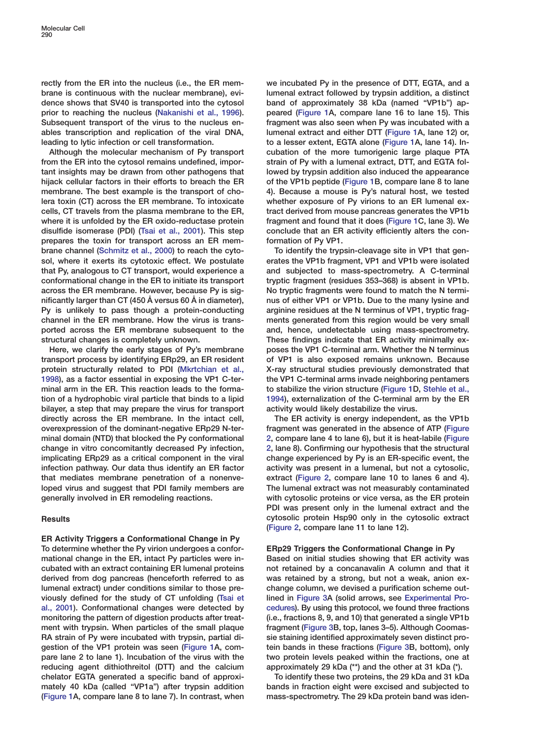rectly from the ER into the nucleus (i.e., the ER membrane is continuous with the nuclear membrane), evidence shows that SV40 is transported into the cytosol prior to reaching the nucleus (Nakanishi et al., 1996). Subsequent transport of the virus to the nucleus enables transcription and replication of the viral DNA, leading to lytic infection or cell transformation.

Although the molecular mechanism of Py transport from the ER into the cytosol remains undefined, important insights may be drawn from other pathogens that hijack cellular factors in their efforts to breach the ER membrane. The best example is the transport of cholera toxin (CT) across the ER membrane. To intoxicate cells, CT travels from the plasma membrane to the ER, where it is unfolded by the ER oxido-reductase protein disulfide isomerase (PDI) (Tsai et al., 2001). This step prepares the toxin for transport across an ER membrane channel (Schmitz et al., 2000) to reach the cytosol, where it exerts its cytotoxic effect. We postulate that Py, analogous to CT transport, would experience a conformational change in the ER to initiate its transport across the ER membrane. However, because Py is significantly larger than CT (450 Å versus 60 Å in diameter), Py is unlikely to pass though a protein-conducting channel in the ER membrane. How the virus is transported across the ER membrane subsequent to the structural changes is completely unknown.

Here, we clarify the early stages of Py's membrane transport process by identifying ERp29, an ER resident protein structurally related to PDI (Mkrtchian et al., 1998), as a factor essential in exposing the VP1 C-terminal arm in the ER. This reaction leads to the formation of a hydrophobic viral particle that binds to a lipid bilayer, a step that may prepare the virus for transport directly across the ER membrane. In the intact cell, overexpression of the dominant-negative ERp29 N-terminal domain (NTD) that blocked the Py conformational change in vitro concomitantly decreased Py infection, implicating ERp29 as a critical component in the viral infection pathway. Our data thus identify an ER factor that mediates membrane penetration of a nonenveloped virus and suggest that PDI family members are generally involved in ER remodeling reactions.

## Results

### ER Activity Triggers a Conformational Change in Py

To determine whether the Py virion undergoes a conformational change in the ER, intact Py particles were incubated with an extract containing ER lumenal proteins derived from dog pancreas (henceforth referred to as lumenal extract) under conditions similar to those previously defined for the study of CT unfolding (Tsai et al., 2001). Conformational changes were detected by monitoring the pattern of digestion products after treatment with trypsin. When particles of the small plaque RA strain of Py were incubated with trypsin, partial digestion of the VP1 protein was seen (Figure 1A, compare lane 2 to lane 1). Incubation of the virus with the reducing agent dithiothreitol (DTT) and the calcium chelator EGTA generated a specific band of approximately 40 kDa (called "VP1a") after trypsin addition (Figure 1A, compare lane 8 to lane 7). In contrast, when we incubated Py in the presence of DTT, EGTA, and a lumenal extract followed by trypsin addition, a distinct band of approximately 38 kDa (named "VP1b") appeared (Figure 1A, compare lane 16 to lane 15). This fragment was also seen when Py was incubated with a lumenal extract and either DTT (Figure 1A, lane 12) or, to a lesser extent, EGTA alone (Figure 1A, lane 14). Incubation of the more tumorigenic large plaque PTA strain of Py with a lumenal extract, DTT, and EGTA followed by trypsin addition also induced the appearance of the VP1b peptide (Figure 1B, compare lane 8 to lane 4). Because a mouse is Py's natural host, we tested whether exposure of Py virions to an ER lumenal extract derived from mouse pancreas generates the VP1b fragment and found that it does (Figure 1C, lane 3). We conclude that an ER activity efficiently alters the conformation of Py VP1.

To identify the trypsin-cleavage site in VP1 that generates the VP1b fragment, VP1 and VP1b were isolated and subjected to mass-spectrometry. A C-terminal tryptic fragment (residues 353–368) is absent in VP1b. No tryptic fragments were found to match the N terminus of either VP1 or VP1b. Due to the many lysine and arginine residues at the N terminus of VP1, tryptic fragments generated from this region would be very small and, hence, undetectable using mass-spectrometry. These findings indicate that ER activity minimally exposes the VP1 C-terminal arm. Whether the N terminus of VP1 is also exposed remains unknown. Because X-ray structural studies previously demonstrated that the VP1 C-terminal arms invade neighboring pentamers to stabilize the virion structure (Figure 1D, Stehle et al., 1994), externalization of the C-terminal arm by the ER activity would likely destabilize the virus.

The ER activity is energy independent, as the VP1b fragment was generated in the absence of ATP (Figure 2, compare lane 4 to lane 6), but it is heat-labile (Figure 2, lane 8). Confirming our hypothesis that the structural change experienced by Py is an ER-specific event, the activity was present in a lumenal, but not a cytosolic, extract (Figure 2, compare lane 10 to lanes 6 and 4). The lumenal extract was not measurably contaminated with cytosolic proteins or vice versa, as the ER protein PDI was present only in the lumenal extract and the cytosolic protein Hsp90 only in the cytosolic extract (Figure 2, compare lane 11 to lane 12).

### ERp29 Triggers the Conformational Change in Py

Based on initial studies showing that ER activity was not retained by a concanavalin A column and that it was retained by a strong, but not a weak, anion exchange column, we devised a purification scheme outlined in Figure 3A (solid arrows, see Experimental Procedures). By using this protocol, we found three fractions (i.e., fractions 8, 9, and 10) that generated a single VP1b fragment (Figure 3B, top, lanes 3–5). Although Coomassie staining identified approximately seven distinct protein bands in these fractions (Figure 3B, bottom), only two protein levels peaked within the fractions, one at approximately 29 kDa (**) and the other at 31 kDa (*).

To identify these two proteins, the 29 kDa and 31 kDa bands in fraction eight were excised and subjected to mass-spectrometry. The 29 kDa protein band was iden-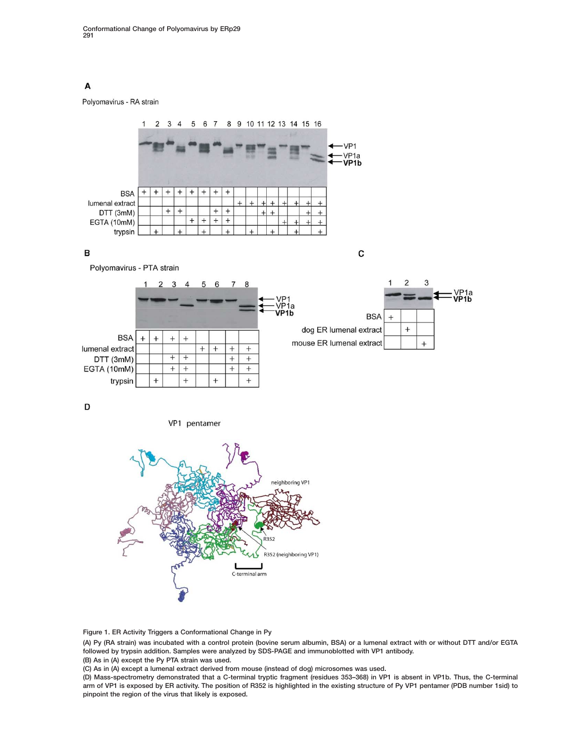Figure 1. ER Activity Triggers a Conformational Change in Py

(A) Py (RA strain) was incubated with a control protein (bovine serum albumin, BSA) or a lumenal extract with or without DTT and/or EGTA followed by trypsin addition. Samples were analyzed by SDS-PAGE and immunoblotted with VP1 antibody.

(B) As in (A) except the Py PTA strain was used.

(C) As in (A) except a lumenal extract derived from mouse (instead of dog) microsomes was used.

(D) Mass-spectrometry demonstrated that a C-terminal tryptic fragment (residues 353–368) in VP1 is absent in VP1b. Thus, the C-terminal arm of VP1 is exposed by ER activity. The position of R352 is highlighted in the existing structure of Py VP1 pentamer (PDB number 1sid) to pinpoint the region of the virus that likely is exposed.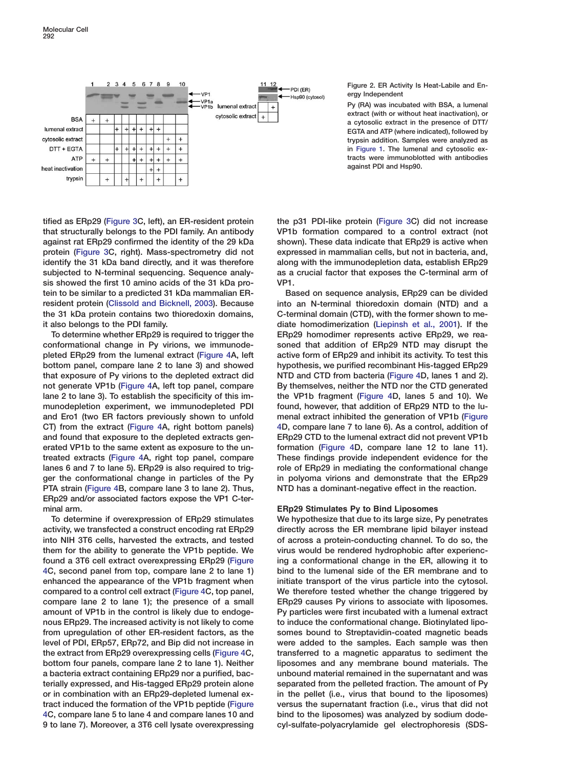Figure 2. ER Activity Is Heat-Labile and Energy Independent

Py (RA) was incubated with BSA, a lumenal extract (with or without heat inactivation), or a cytosolic extract in the presence of DTT/EGTA and ATP (where indicated), followed by trypsin addition. Samples were analyzed as in Figure 1. The lumenal and cytosolic extracts were immunoblotted with antibodies against PDI and Hsp90.

tified as ERp29 (Figure 3C, left), an ER-resident protein that structurally belongs to the PDI family. An antibody against rat ERp29 confirmed the identity of the 29 kDa protein (Figure 3C, right). Mass-spectrometry did not identify the 31 kDa band directly, and it was therefore subjected to N-terminal sequencing. Sequence analysis showed the first 10 amino acids of the 31 kDa protein to be similar to a predicted 31 kDa mammalian ER-resident protein (Clissold and Bicknell, 2003). Because the 31 kDa protein contains two thioredoxin domains, it also belongs to the PDI family.

To determine whether ERp29 is required to trigger the conformational change in Py virions, we immunodepleted ERp29 from the lumenal extract (Figure 4A, left bottom panel, compare lane 2 to lane 3) and showed that exposure of Py virions to the depleted extract did not generate VP1b (Figure 4A, left top panel, compare lane 2 to lane 3). To establish the specificity of this immunodepletion experiment, we immunodepleted PDI and Ero1 (two ER factors previously shown to unfold CT) from the extract (Figure 4A, right bottom panels) and found that exposure to the depleted extracts generated VP1b to the same extent as exposure to the untreated extracts (Figure 4A, right top panel, compare lanes 6 and 7 to lane 5). ERp29 is also required to trigger the conformational change in particles of the Py PTA strain (Figure 4B, compare lane 3 to lane 2). Thus, ERp29 and/or associated factors expose the VP1 C-terminal arm.

To determine if overexpression of ERp29 stimulates activity, we transfected a construct encoding rat ERp29 into NIH 3T6 cells, harvested the extracts, and tested them for the ability to generate the VP1b peptide. We found a 3T6 cell extract overexpressing ERp29 (Figure 4C, second panel from top, compare lane 2 to lane 1) enhanced the appearance of the VP1b fragment when compared to a control cell extract (Figure 4C, top panel, compare lane 2 to lane 1); the presence of a small amount of VP1b in the control is likely due to endogenous ERp29. The increased activity is not likely to come from upregulation of other ER-resident factors, as the level of PDI, ERp57, ERp72, and Bip did not increase in the extract from ERp29 overexpressing cells (Figure 4C, bottom four panels, compare lane 2 to lane 1). Neither a bacteria extract containing ERp29 nor a purified, bacterially expressed, and His-tagged ERp29 protein alone or in combination with an ERp29-depleted lumenal extract induced the formation of the VP1b peptide (Figure 4C, compare lane 5 to lane 4 and compare lanes 10 and 9 to lane 7). Moreover, a 3T6 cell lysate overexpressing the p31 PDI-like protein (Figure 3C) did not increase VP1b formation compared to a control extract (not shown). These data indicate that ERp29 is active when expressed in mammalian cells, but not in bacteria, and, along with the immunodepletion data, establish ERp29 as a crucial factor that exposes the C-terminal arm of VP1.

Based on sequence analysis, ERp29 can be divided into an N-terminal thioredoxin domain (NTD) and a C-terminal domain (CTD), with the former shown to mediate homodimerization (Liepinsh et al., 2001). If the ERp29 homodimer represents active ERp29, we reasoned that addition of ERp29 NTD may disrupt the active form of ERp29 and inhibit its activity. To test this hypothesis, we purified recombinant His-tagged ERp29 NTD and CTD from bacteria (Figure 4D, lanes 1 and 2). By themselves, neither the NTD nor the CTD generated the VP1b fragment (Figure 4D, lanes 5 and 10). We found, however, that addition of ERp29 NTD to the lumenal extract inhibited the generation of VP1b (Figure 4D, compare lane 7 to lane 6). As a control, addition of ERp29 CTD to the lumenal extract did not prevent VP1b formation (Figure 4D, compare lane 12 to lane 11). These findings provide independent evidence for the role of ERp29 in mediating the conformational change in polyoma virions and demonstrate that the ERp29 NTD has a dominant-negative effect in the reaction.

### ERp29 Stimulates Py to Bind Liposomes

We hypothesize that due to its large size, Py penetrates directly across the ER membrane lipid bilayer instead of across a protein-conducting channel. To do so, the virus would be rendered hydrophobic after experiencing a conformational change in the ER, allowing it to bind to the lumenal side of the ER membrane and to initiate transport of the virus particle into the cytosol. We therefore tested whether the change triggered by ERp29 causes Py virions to associate with liposomes. Py particles were first incubated with a lumenal extract to induce the conformational change. Biotinylated liposomes bound to Streptavidin-coated magnetic beads were added to the samples. Each sample was then transferred to a magnetic apparatus to sediment the liposomes and any membrane bound materials. The unbound material remained in the supernatant and was separated from the pelleted fraction. The amount of Py in the pellet (i.e., virus that bound to the liposomes) versus the supernatant fraction (i.e., virus that did not bind to the liposomes) was analyzed by sodium dodecyl-sulfate-polyacrylamide gel electrophoresis (SDS-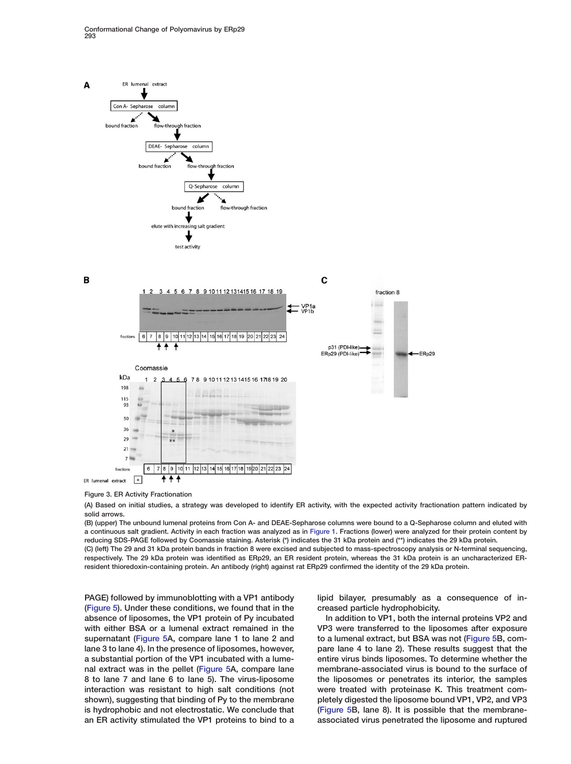Figure 3. ER Activity Fractionation

(A) Based on initial studies, a strategy was developed to identify ER activity, with the expected activity fractionation pattern indicated by solid arrows.

(B) (upper) The unbound lumenal proteins from Con A- and DEAE-Sepharose columns were bound to a Q-Sepharose column and eluted with a continuous salt gradient. Activity in each fraction was analyzed as in Figure 1. Fractions (lower) were analyzed for their protein content by reducing SDS-PAGE followed by Coomassie staining. Asterisk (*) indicates the 31 kDa protein and (**) indicates the 29 kDa protein.

(C) (left) The 29 and 31 kDa protein bands in fraction 8 were excised and subjected to mass-spectroscopy analysis or N-terminal sequencing, respectively. The 29 kDa protein was identified as ERp29, an ER resident protein, whereas the 31 kDa protein is an uncharacterized ER-resident thioredoxin-containing protein. An antibody (right) against rat ERp29 confirmed the identity of the 29 kDa protein.

PAGE) followed by immunoblotting with a VP1 antibody (Figure 5). Under these conditions, we found that in the absence of liposomes, the VP1 protein of Py incubated with either BSA or a lumenal extract remained in the supernatant (Figure 5A, compare lane 1 to lane 2 and lane 3 to lane 4). In the presence of liposomes, however, a substantial portion of the VP1 incubated with a lumenal extract was in the pellet (Figure 5A, compare lane 8 to lane 7 and lane 6 to lane 5). The virus-liposome interaction was resistant to high salt conditions (not shown), suggesting that binding of Py to the membrane is hydrophobic and not electrostatic. We conclude that an ER activity stimulated the VP1 proteins to bind to a lipid bilayer, presumably as a consequence of increased particle hydrophobicity.

In addition to VP1, both the internal proteins VP2 and VP3 were transferred to the liposomes after exposure to a lumenal extract, but BSA was not (Figure 5B, compare lane 4 to lane 2). These results suggest that the entire virus binds liposomes. To determine whether the membrane-associated virus is bound to the surface of the liposomes or penetrates its interior, the samples were treated with proteinase K. This treatment completely digested the liposome bound VP1, VP2, and VP3 (Figure 5B, lane 8). It is possible that the membrane-associated virus penetrated the liposome and ruptured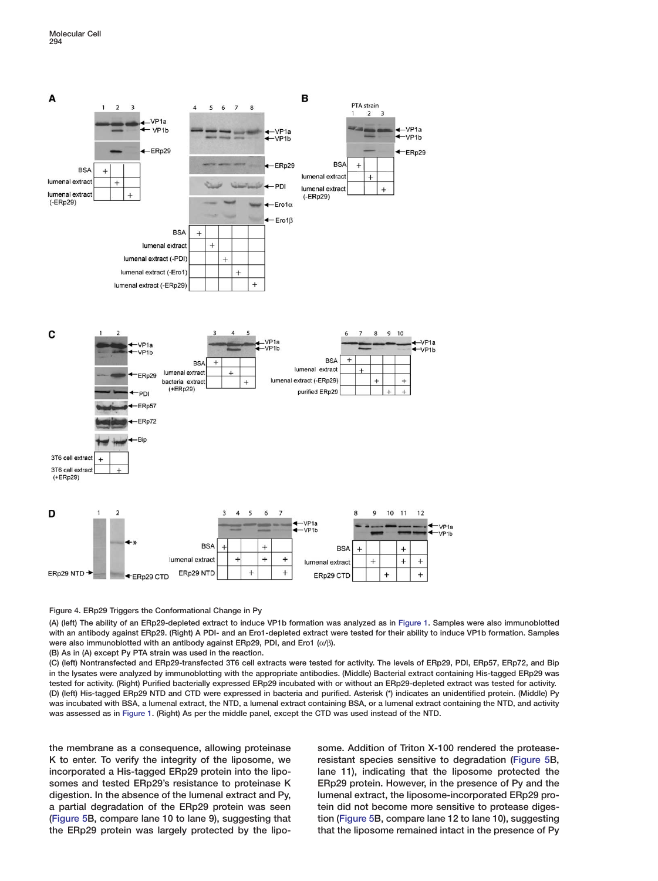Figure 4. ERp29 Triggers the Conformational Change in Py

(A) (left) The ability of an ERp29-depleted extract to induce VP1b formation was analyzed as in Figure 1. Samples were also immunoblotted with an antibody against ERp29. (Right) A PDI- and an Ero1-depleted extract were tested for their ability to induce VP1b formation. Samples were also immunoblotted with an antibody against ERp29, PDI, and Ero1 (α/β).

(B) As in (A) except Py PTA strain was used in the reaction.

(C) (left) Nontransfected and ERp29-transfected 3T6 cell extracts were tested for activity. The levels of ERp29, PDI, ERp57, ERp72, and Bip in the lysates were analyzed by immunoblotting with the appropriate antibodies. (Middle) Bacterial extract containing His-tagged ERp29 was tested for activity. (Right) Purified bacterially expressed ERp29 incubated with or without an ERp29-depleted extract was tested for activity.

(D) (left) His-tagged ERp29 NTD and CTD were expressed in bacteria and purified. Asterisk (*) indicates an unidentified protein. (Middle) Py was incubated with BSA, a lumenal extract, the NTD, a lumenal extract containing BSA, or a lumenal extract containing the NTD, and activity was assessed as in Figure 1. (Right) As per the middle panel, except the CTD was used instead of the NTD.

the membrane as a consequence, allowing proteinase K to enter. To verify the integrity of the liposome, we incorporated a His-tagged ERp29 protein into the liposomes and tested ERp29's resistance to proteinase K digestion. In the absence of the lumenal extract and Py, a partial degradation of the ERp29 protein was seen (Figure 5B, compare lane 10 to lane 9), suggesting that the ERp29 protein was largely protected by the liposome. Addition of Triton X-100 rendered the protease-resistant species sensitive to degradation (Figure 5B, lane 11), indicating that the liposome protected the ERp29 protein. However, in the presence of Py and the lumenal extract, the liposome-incorporated ERp29 protein did not become more sensitive to protease digestion (Figure 5B, compare lane 12 to lane 10), suggesting that the liposome remained intact in the presence of Py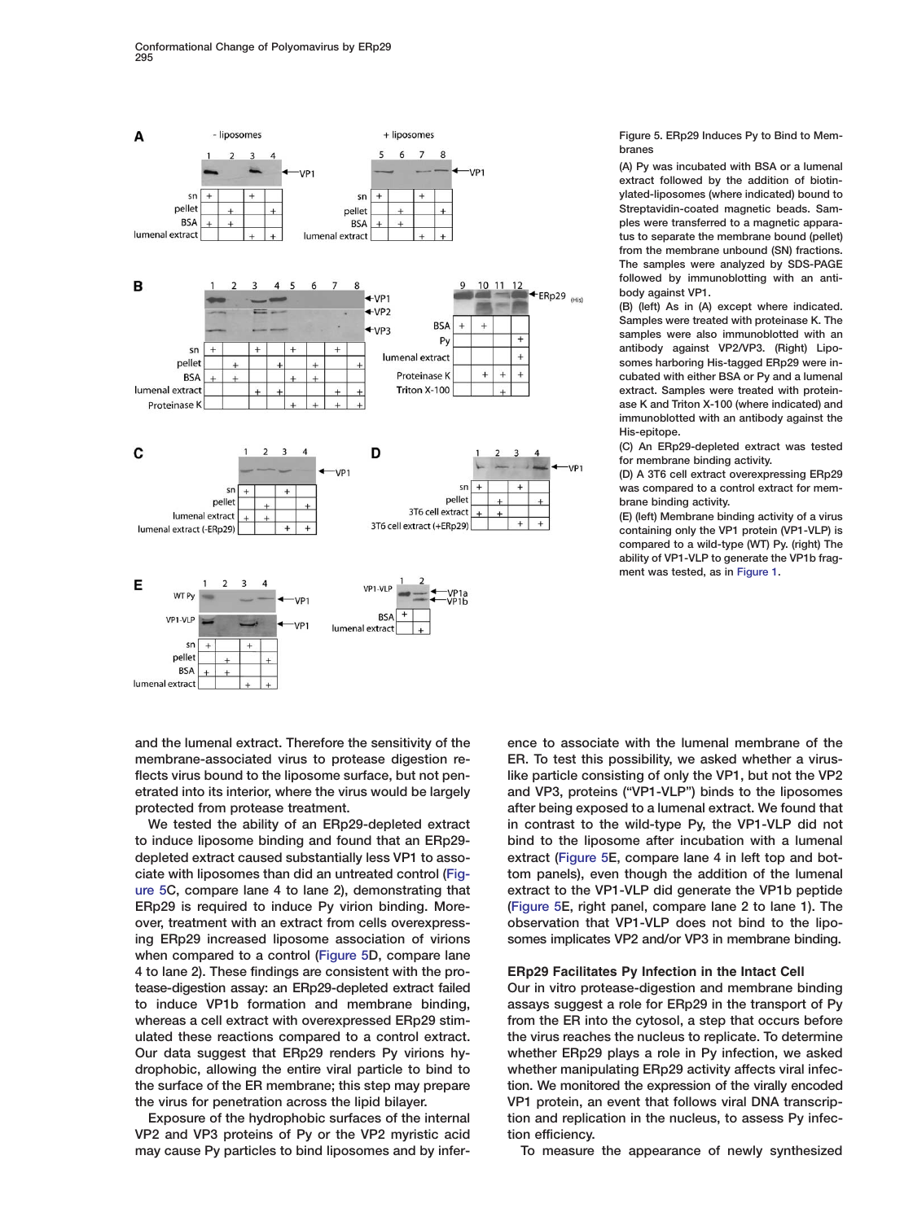Figure 5. ERp29 Induces Py to Bind to Membranes

(A) Py was incubated with BSA or a lumenal extract followed by the addition of biotinylated-liposomes (where indicated) bound to Streptavidin-coated magnetic beads. Samples were transferred to a magnetic apparatus to separate the membrane bound (pellet) from the membrane unbound (SN) fractions. The samples were analyzed by SDS-PAGE followed by immunoblotting with an antibody against VP1.

(B) (left) As in (A) except where indicated. Samples were treated with proteinase K. The samples were also immunoblotted with an antibody against VP2/VP3. (Right) Liposomes harboring His-tagged ERp29 were incubated with either BSA or Py and a lumenal extract. Samples were treated with proteinase K and Triton X-100 (where indicated) and immunoblotted with an antibody against the His-epitope.

(C) An ERp29-depleted extract was tested for membrane binding activity.

(D) A 3T6 cell extract overexpressing ERp29 was compared to a control extract for membrane binding activity.

(E) (left) Membrane binding activity of a virus containing only the VP1 protein (VP1-VLP) is compared to a wild-type (WT) Py. (right) The ability of VP1-VLP to generate the VP1b fragment was tested, as in Figure 1.

and the lumenal extract. Therefore the sensitivity of the membrane-associated virus to protease digestion reflects virus bound to the liposome surface, but not penetrated into its interior, where the virus would be largely protected from protease treatment.

We tested the ability of an ERp29-depleted extract to induce liposome binding and found that an ERp29-depleted extract caused substantially less VP1 to associate with liposomes than did an untreated control (Figure 5C, compare lane 4 to lane 2), demonstrating that ERp29 is required to induce Py virion binding. Moreover, treatment with an extract from cells overexpressing ERp29 increased liposome association of virions when compared to a control (Figure 5D, compare lane 4 to lane 2). These findings are consistent with the protease-digestion assay: an ERp29-depleted extract failed to induce VP1b formation and membrane binding, whereas a cell extract with overexpressed ERp29 stimulated these reactions compared to a control extract. Our data suggest that ERp29 renders Py virions hydrophobic, allowing the entire viral particle to bind to the surface of the ER membrane; this step may prepare the virus for penetration across the lipid bilayer.

Exposure of the hydrophobic surfaces of the internal VP2 and VP3 proteins of Py or the VP2 myristic acid may cause Py particles to bind liposomes and by inference to associate with the lumenal membrane of the ER. To test this possibility, we asked whether a virus-like particle consisting of only the VP1, but not the VP2 and VP3, proteins ("VP1-VLP") binds to the liposomes after being exposed to a lumenal extract. We found that in contrast to the wild-type Py, the VP1-VLP did not bind to the liposome after incubation with a lumenal extract (Figure 5E, compare lane 4 in left top and bottom panels), even though the addition of the lumenal extract to the VP1-VLP did generate the VP1b peptide (Figure 5E, right panel, compare lane 2 to lane 1). The observation that VP1-VLP does not bind to the liposomes implicates VP2 and/or VP3 in membrane binding.

### ERp29 Facilitates Py Infection in the Intact Cell

Our in vitro protease-digestion and membrane binding assays suggest a role for ERp29 in the transport of Py from the ER into the cytosol, a step that occurs before the virus reaches the nucleus to replicate. To determine whether ERp29 plays a role in Py infection, we asked whether manipulating ERp29 activity affects viral infection. We monitored the expression of the virally encoded VP1 protein, an event that follows viral DNA transcription and replication in the nucleus, to assess Py infection efficiency.

To measure the appearance of newly synthesized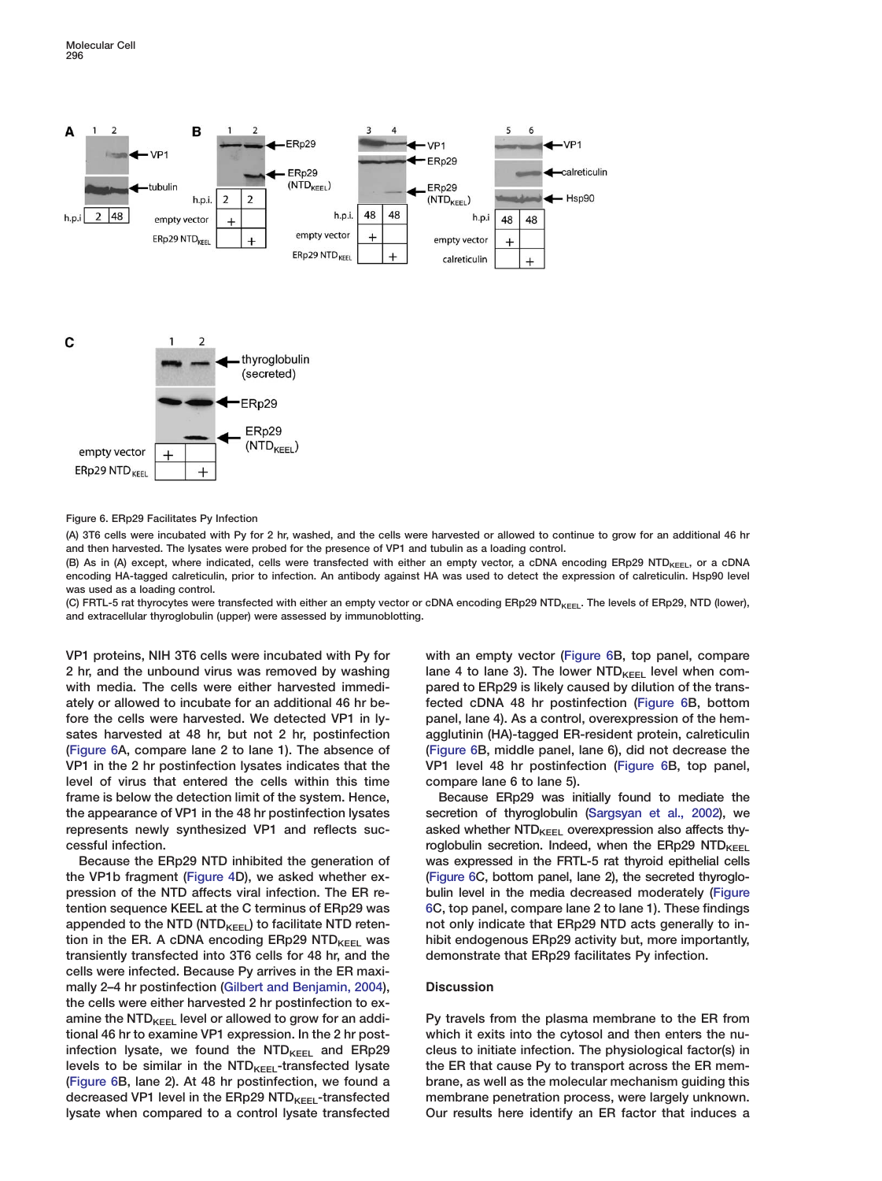Figure 6. ERp29 Facilitates Py Infection

(A) 3T6 cells were incubated with Py for 2 hr, washed, and the cells were harvested or allowed to continue to grow for an additional 46 hr and then harvested. The lysates were probed for the presence of VP1 and tubulin as a loading control.

(B) As in (A) except, where indicated, cells were transfected with either an empty vector, a cDNA encoding ERp29 $NTD_{KEEL}$, or a cDNA encoding HA-tagged calreticulin, prior to infection. An antibody against HA was used to detect the expression of calreticulin. Hsp90 level was used as a loading control.

(C) FRTL-5 rat thyrocytes were transfected with either an empty vector or cDNA encoding ERp29 $NTD_{KEEL}$. The levels of ERp29, NTD (lower), and extracellular thyroglobulin (upper) were assessed by immunoblotting.

VP1 proteins, NIH 3T6 cells were incubated with Py for 2 hr, and the unbound virus was removed by washing with media. The cells were either harvested immediately or allowed to incubate for an additional 46 hr before the cells were harvested. We detected VP1 in lysates harvested at 48 hr, but not 2 hr, postinfection (Figure 6A, compare lane 2 to lane 1). The absence of VP1 in the 2 hr postinfection lysates indicates that the level of virus that entered the cells within this time frame is below the detection limit of the system. Hence, the appearance of VP1 in the 48 hr postinfection lysates represents newly synthesized VP1 and reflects successful infection.

Because the ERp29 NTD inhibited the generation of the VP1b fragment (Figure 4D), we asked whether expression of the NTD affects viral infection. The ER retention sequence KEEL at the C terminus of ERp29 was appended to the NTD ($NTD_{KEEL}$) to facilitate NTD retention in the ER. A cDNA encoding ERp29 $NTD_{KEEL}$ was transiently transfected into 3T6 cells for 48 hr, and the cells were infected. Because Py arrives in the ER maximally 2–4 hr postinfection (Gilbert and Benjamin, 2004), the cells were either harvested 2 hr postinfection to examine the $NTD_{KEEL}$ level or allowed to grow for an additional 46 hr to examine VP1 expression. In the 2 hr postinfection lysate, we found the $NTD_{KEEL}$ and ERp29 levels to be similar in the $NTD_{KEEL}$-transfected lysate (Figure 6B, lane 2). At 48 hr postinfection, we found a decreased VP1 level in the ERp29 $NTD_{KEEL}$-transfected lysate when compared to a control lysate transfected with an empty vector (Figure 6B, top panel, compare lane 4 to lane 3). The lower $NTD_{KEEL}$ level when compared to ERp29 is likely caused by dilution of the transfected cDNA 48 hr postinfection (Figure 6B, bottom panel, lane 4). As a control, overexpression of the hemagglutinin (HA)-tagged ER-resident protein, calreticulin (Figure 6B, middle panel, lane 6), did not decrease the VP1 level 48 hr postinfection (Figure 6B, top panel, compare lane 6 to lane 5).

Because ERp29 was initially found to mediate the secretion of thyroglobulin (Sargsyan et al., 2002), we asked whether $NTD_{KEEL}$ overexpression also affects thyroglobulin secretion. Indeed, when the ERp29 $NTD_{KEEL}$ was expressed in the FRTL-5 rat thyroid epithelial cells (Figure 6C, bottom panel, lane 2), the secreted thyroglobulin level in the media decreased moderately (Figure 6C, top panel, compare lane 2 to lane 1). These findings not only indicate that ERp29 NTD acts generally to inhibit endogenous ERp29 activity but, more importantly, demonstrate that ERp29 facilitates Py infection.

## Discussion

Py travels from the plasma membrane to the ER from which it exits into the cytosol and then enters the nucleus to initiate infection. The physiological factor(s) in the ER that cause Py to transport across the ER membrane, as well as the molecular mechanism guiding this membrane penetration process, were largely unknown. Our results here identify an ER factor that induces a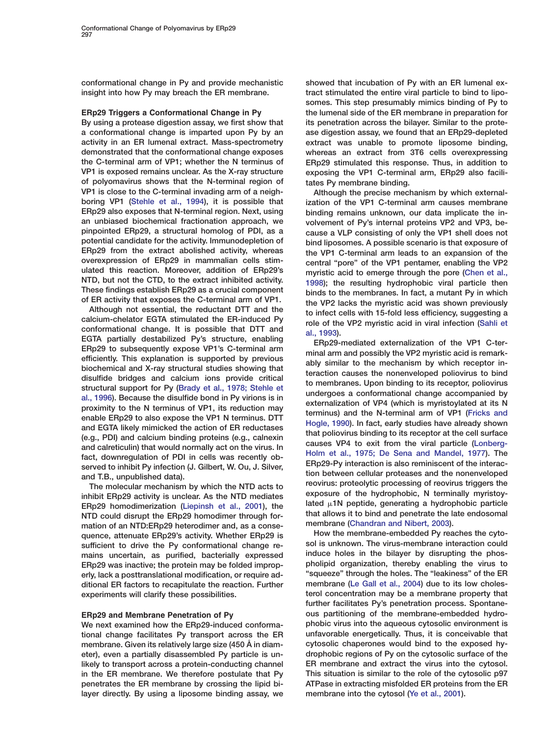conformational change in Py and provide mechanistic insight into how Py may breach the ER membrane.

### ERp29 Triggers a Conformational Change in Py

By using a protease digestion assay, we first show that a conformational change is imparted upon Py by an activity in an ER lumenal extract. Mass-spectrometry demonstrated that the conformational change exposes the C-terminal arm of VP1; whether the N terminus of VP1 is exposed remains unclear. As the X-ray structure of polyomavirus shows that the N-terminal region of VP1 is close to the C-terminal invading arm of a neighboring VP1 (Stehle et al., 1994), it is possible that ERp29 also exposes that N-terminal region. Next, using an unbiased biochemical fractionation approach, we pinpointed ERp29, a structural homolog of PDI, as a potential candidate for the activity. Immunodepletion of ERp29 from the extract abolished activity, whereas overexpression of ERp29 in mammalian cells stimulated this reaction. Moreover, addition of ERp29's NTD, but not the CTD, to the extract inhibited activity. These findings establish ERp29 as a crucial component of ER activity that exposes the C-terminal arm of VP1.

Although not essential, the reductant DTT and the calcium-chelator EGTA stimulated the ER-induced Py conformational change. It is possible that DTT and EGTA partially destabilized Py's structure, enabling ERp29 to subsequently expose VP1's C-terminal arm efficiently. This explanation is supported by previous biochemical and X-ray structural studies showing that disulfide bridges and calcium ions provide critical structural support for Py (Brady et al., 1978; Stehle et al., 1996). Because the disulfide bond in Py virions is in proximity to the N terminus of VP1, its reduction may enable ERp29 to also expose the VP1 N terminus. DTT and EGTA likely mimicked the action of ER reductases (e.g., PDI) and calcium binding proteins (e.g., calnexin and calreticulin) that would normally act on the virus. In fact, downregulation of PDI in cells was recently observed to inhibit Py infection (J. Gilbert, W. Ou, J. Silver, and T.B., unpublished data).

The molecular mechanism by which the NTD acts to inhibit ERp29 activity is unclear. As the NTD mediates ERp29 homodimerization (Liepinsh et al., 2001), the NTD could disrupt the ERp29 homodimer through formation of an NTD:ERp29 heterodimer and, as a consequence, attenuate ERp29's activity. Whether ERp29 is sufficient to drive the Py conformational change remains uncertain, as purified, bacterially expressed ERp29 was inactive; the protein may be folded improperly, lack a posttranslational modification, or require additional ER factors to recapitulate the reaction. Further experiments will clarify these possibilities.

### ERp29 and Membrane Penetration of Py

We next examined how the ERp29-induced conformational change facilitates Py transport across the ER membrane. Given its relatively large size (450 Å in diameter), even a partially disassembled Py particle is unlikely to transport across a protein-conducting channel in the ER membrane. We therefore postulate that Py penetrates the ER membrane by crossing the lipid bilayer directly. By using a liposome binding assay, we showed that incubation of Py with an ER lumenal extract stimulated the entire viral particle to bind to liposomes. This step presumably mimics binding of Py to the lumenal side of the ER membrane in preparation for its penetration across the bilayer. Similar to the protease digestion assay, we found that an ERp29-depleted extract was unable to promote liposome binding, whereas an extract from 3T6 cells overexpressing ERp29 stimulated this response. Thus, in addition to exposing the VP1 C-terminal arm, ERp29 also facilitates Py membrane binding.

Although the precise mechanism by which externalization of the VP1 C-terminal arm causes membrane binding remains unknown, our data implicate the involvement of Py's internal proteins VP2 and VP3, because a VLP consisting of only the VP1 shell does not bind liposomes. A possible scenario is that exposure of the VP1 C-terminal arm leads to an expansion of the central "pore" of the VP1 pentamer, enabling the VP2 myristic acid to emerge through the pore (Chen et al., 1998); the resulting hydrophobic viral particle then binds to the membranes. In fact, a mutant Py in which the VP2 lacks the myristic acid was shown previously to infect cells with 15-fold less efficiency, suggesting a role of the VP2 myristic acid in viral infection (Sahli et al., 1993).

ERp29-mediated externalization of the VP1 C-terminal arm and possibly the VP2 myristic acid is remarkably similar to the mechanism by which receptor interaction causes the nonenveloped poliovirus to bind to membranes. Upon binding to its receptor, poliovirus undergoes a conformational change accompanied by externalization of VP4 (which is myristoylated at its N terminus) and the N-terminal arm of VP1 (Fricks and Hogle, 1990). In fact, early studies have already shown that poliovirus binding to its receptor at the cell surface causes VP4 to exit from the viral particle (Lonberg-Holm et al., 1975; De Sena and Mandel, 1977). The ERp29-Py interaction is also reminiscent of the interaction between cellular proteases and the nonenveloped reovirus: proteolytic processing of reovirus triggers the exposure of the hydrophobic, N terminally myristoylated $\mu$1N peptide, generating a hydrophobic particle that allows it to bind and penetrate the late endosomal membrane (Chandran and Nibert, 2003).

How the membrane-embedded Py reaches the cytosol is unknown. The virus-membrane interaction could induce holes in the bilayer by disrupting the phospholipid organization, thereby enabling the virus to "squeeze" through the holes. The "leakiness" of the ER membrane (Le Gall et al., 2004) due to its low cholesterol concentration may be a membrane property that further facilitates Py's penetration process. Spontaneous partitioning of the membrane-embedded hydrophobic virus into the aqueous cytosolic environment is unfavorable energetically. Thus, it is conceivable that cytosolic chaperones would bind to the exposed hydrophobic regions of Py on the cytosolic surface of the ER membrane and extract the virus into the cytosol. This situation is similar to the role of the cytosolic p97 ATPase in extracting misfolded ER proteins from the ER membrane into the cytosol (Ye et al., 2001).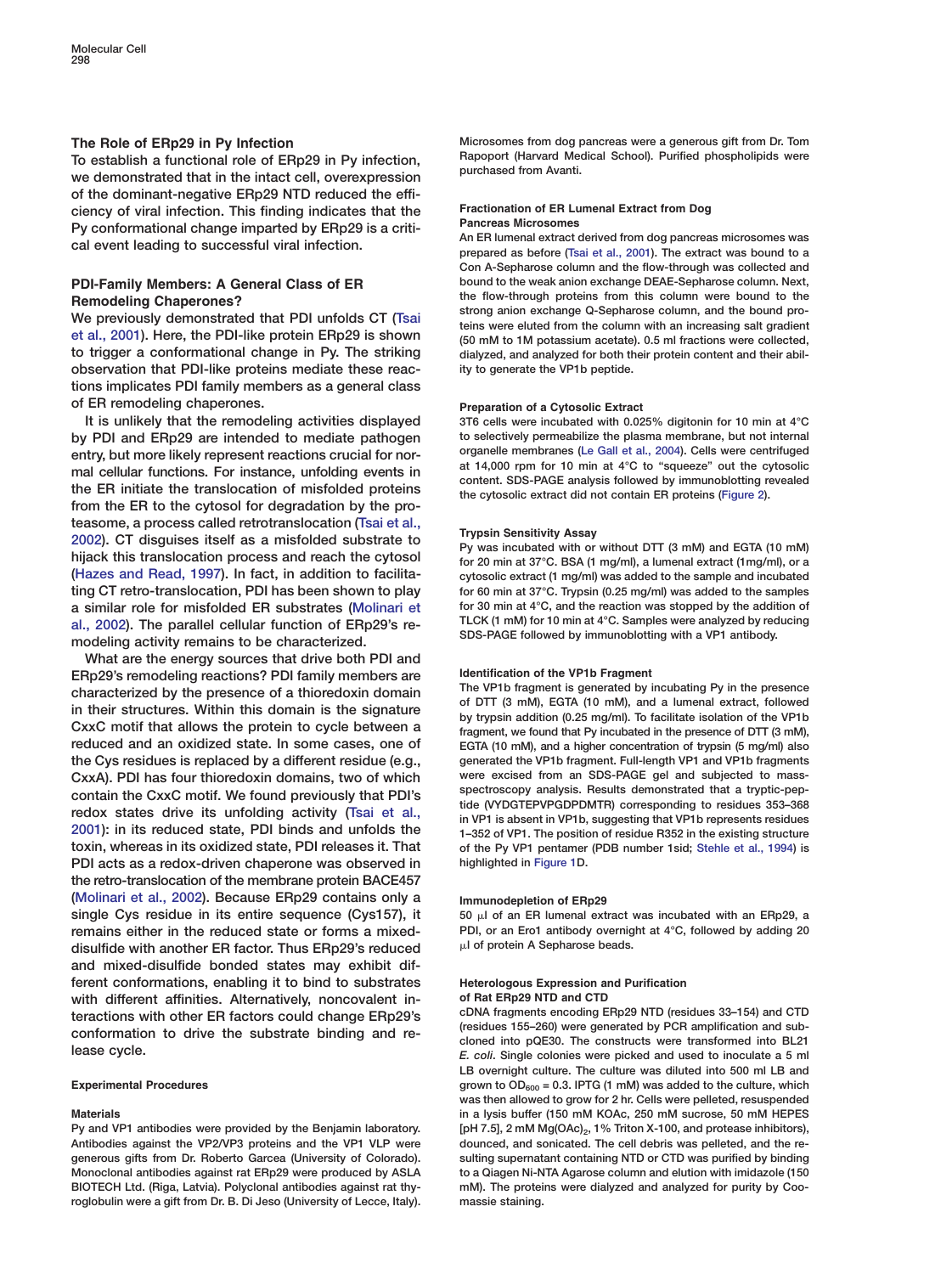### The Role of ERp29 in Py Infection

To establish a functional role of ERp29 in Py infection, we demonstrated that in the intact cell, overexpression of the dominant-negative ERp29 NTD reduced the efficiency of viral infection. This finding indicates that the Py conformational change imparted by ERp29 is a critical event leading to successful viral infection.

### PDI-Family Members: A General Class of ER Remodeling Chaperones?

We previously demonstrated that PDI unfolds CT (Tsai et al., 2001). Here, the PDI-like protein ERp29 is shown to trigger a conformational change in Py. The striking observation that PDI-like proteins mediate these reactions implicates PDI family members as a general class of ER remodeling chaperones.

It is unlikely that the remodeling activities displayed by PDI and ERp29 are intended to mediate pathogen entry, but more likely represent reactions crucial for normal cellular functions. For instance, unfolding events in the ER initiate the translocation of misfolded proteins from the ER to the cytosol for degradation by the proteasome, a process called retrotranslocation (Tsai et al., 2002). CT disguises itself as a misfolded substrate to hijack this translocation process and reach the cytosol (Hazes and Read, 1997). In fact, in addition to facilitating CT retro-translocation, PDI has been shown to play a similar role for misfolded ER substrates (Molinari et al., 2002). The parallel cellular function of ERp29's remodeling activity remains to be characterized.

What are the energy sources that drive both PDI and ERp29's remodeling reactions? PDI family members are characterized by the presence of a thioredoxin domain in their structures. Within this domain is the signature CxxC motif that allows the protein to cycle between a reduced and an oxidized state. In some cases, one of the Cys residues is replaced by a different residue (e.g., CxxA). PDI has four thioredoxin domains, two of which contain the CxxC motif. We found previously that PDI's redox states drive its unfolding activity (Tsai et al., 2001): in its reduced state, PDI binds and unfolds the toxin, whereas in its oxidized state, PDI releases it. That PDI acts as a redox-driven chaperone was observed in the retro-translocation of the membrane protein BACE457 (Molinari et al., 2002). Because ERp29 contains only a single Cys residue in its entire sequence (Cys157), it remains either in the reduced state or forms a mixed-disulfide with another ER factor. Thus ERp29's reduced and mixed-disulfide bonded states may exhibit different conformations, enabling it to bind to substrates with different affinities. Alternatively, noncovalent interactions with other ER factors could change ERp29's conformation to drive the substrate binding and release cycle.

## Experimental Procedures

### Materials

Py and VP1 antibodies were provided by the Benjamin laboratory. Antibodies against the VP2/VP3 proteins and the VP1 VLP were generous gifts from Dr. Roberto Garcea (University of Colorado). Monoclonal antibodies against rat ERp29 were produced by ASLA BIOTECH Ltd. (Riga, Latvia). Polyclonal antibodies against rat thyroglobulin were a gift from Dr. B. Di Jeso (University of Lecce, Italy). Microsomes from dog pancreas were a generous gift from Dr. Tom Rapoport (Harvard Medical School). Purified phospholipids were purchased from Avanti.

### Fractionation of ER Lumenal Extract from Dog Pancreas Microsomes

An ER lumenal extract derived from dog pancreas microsomes was prepared as before (Tsai et al., 2001). The extract was bound to a Con A-Sepharose column and the flow-through was collected and bound to the weak anion exchange DEAE-Sepharose column. Next, the flow-through proteins from this column were bound to the strong anion exchange Q-Sepharose column, and the bound proteins were eluted from the column with an increasing salt gradient (50 mM to 1M potassium acetate). 0.5 ml fractions were collected, dialyzed, and analyzed for both their protein content and their ability to generate the VP1b peptide.

### Preparation of a Cytosolic Extract

3T6 cells were incubated with 0.025% digitonin for 10 min at 4°C to selectively permeabilize the plasma membrane, but not internal organelle membranes (Le Gall et al., 2004). Cells were centrifuged at 14,000 rpm for 10 min at 4°C to "squeeze" out the cytosolic content. SDS-PAGE analysis followed by immunoblotting revealed the cytosolic extract did not contain ER proteins (Figure 2).

### Trypsin Sensitivity Assay

Py was incubated with or without DTT (3 mM) and EGTA (10 mM) for 20 min at 37°C. BSA (1 mg/ml), a lumenal extract (1mg/ml), or a cytosolic extract (1 mg/ml) was added to the sample and incubated for 60 min at 37°C. Trypsin (0.25 mg/ml) was added to the samples for 30 min at 4°C, and the reaction was stopped by the addition of TLCK (1 mM) for 10 min at 4°C. Samples were analyzed by reducing SDS-PAGE followed by immunoblotting with a VP1 antibody.

### Identification of the VP1b Fragment

The VP1b fragment is generated by incubating Py in the presence of DTT (3 mM), EGTA (10 mM), and a lumenal extract, followed by trypsin addition (0.25 mg/ml). To facilitate isolation of the VP1b fragment, we found that Py incubated in the presence of DTT (3 mM), EGTA (10 mM), and a higher concentration of trypsin (5 mg/ml) also generated the VP1b fragment. Full-length VP1 and VP1b fragments were excised from an SDS-PAGE gel and subjected to mass-spectroscopy analysis. Results demonstrated that a tryptic-peptide (VYDGTEPVPGDPDMTR) corresponding to residues 353–368 in VP1 is absent in VP1b, suggesting that VP1b represents residues 1–352 of VP1. The position of residue R352 in the existing structure of the Py VP1 pentamer (PDB number 1sid; Stehle et al., 1994) is highlighted in Figure 1D.

### Immunodepletion of ERp29

50 μl of an ER lumenal extract was incubated with an ERp29, a PDI, or an Ero1 antibody overnight at 4°C, followed by adding 20 μl of protein A Sepharose beads.

### Heterologous Expression and Purification of Rat ERp29 NTD and CTD

cDNA fragments encoding ERp29 NTD (residues 33–154) and CTD (residues 155–260) were generated by PCR amplification and subcloned into pQE30. The constructs were transformed into BL21 *E. coli*. Single colonies were picked and used to inoculate a 5 ml LB overnight culture. The culture was diluted into 500 ml LB and grown to $OD_{600} = 0.3$. IPTG (1 mM) was added to the culture, which was then allowed to grow for 2 hr. Cells were pelleted, resuspended in a lysis buffer (150 mM KOAc, 250 mM sucrose, 50 mM HEPES [pH 7.5], 2 mM $Mg(OAc)_2$, 1% Triton X-100, and protease inhibitors), dounced, and sonicated. The cell debris was pelleted, and the resulting supernatant containing NTD or CTD was purified by binding to a Qiagen Ni-NTA Agarose column and elution with imidazole (150 mM). The proteins were dialyzed and analyzed for purity by Coomassie staining.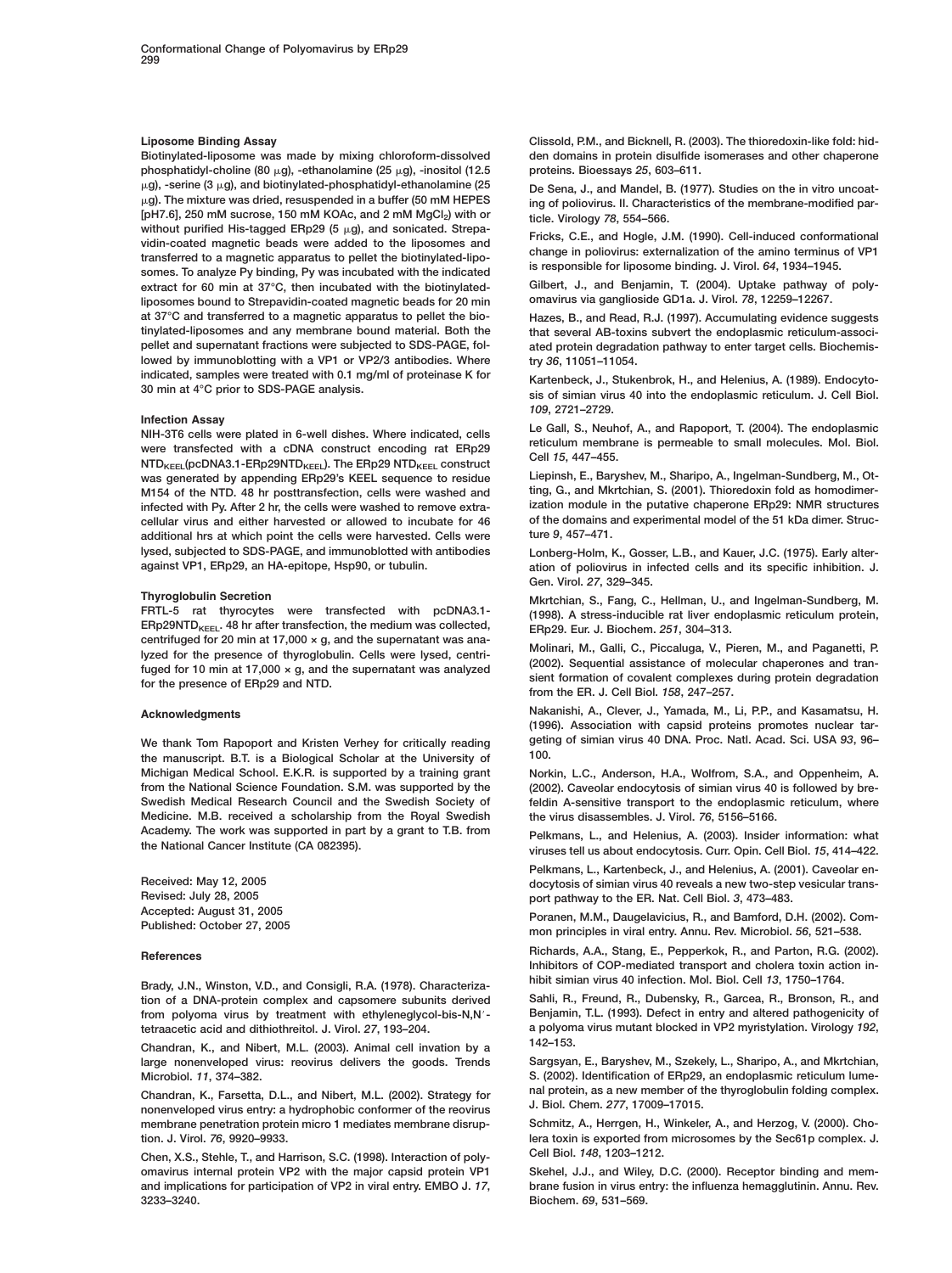### Liposome Binding Assay

Biotinylated-liposome was made by mixing chloroform-dissolved phosphatidyl-choline (80 μg), -ethanolamine (25 μg), -inositol (12.5 μg), -serine (3 μg), and biotinylated-phosphatidyl-ethanolamine (25 μg). The mixture was dried, resuspended in a buffer (50 mM HEPES [pH7.6], 250 mM sucrose, 150 mM KOAc, and 2 mM $MgCl_2$) with or without purified His-tagged ERp29 (5 μg), and sonicated. Strepavidin-coated magnetic beads were added to the liposomes and transferred to a magnetic apparatus to pellet the biotinylated-liposomes. To analyze Py binding, Py was incubated with the indicated extract for 60 min at 37°C, then incubated with the biotinylated-liposomes bound to Strepavidin-coated magnetic beads for 20 min at 37°C and transferred to a magnetic apparatus to pellet the biotinylated-liposomes and any membrane bound material. Both the pellet and supernatant fractions were subjected to SDS-PAGE, followed by immunoblotting with a VP1 or VP2/3 antibodies. Where indicated, samples were treated with 0.1 mg/ml of proteinase K for 30 min at 4°C prior to SDS-PAGE analysis.

### Infection Assay

NIH-3T6 cells were plated in 6-well dishes. Where indicated, cells were transfected with a cDNA construct encoding rat ERp29 $NTD_{KEEL}$(pcDNA3.1-ERp29$NTD_{KEEL}$). The ERp29 $NTD_{KEEL}$ construct was generated by appending ERp29's KEEL sequence to residue M154 of the NTD. 48 hr posttransfection, cells were washed and infected with Py. After 2 hr, the cells were washed to remove extracellular virus and either harvested or allowed to incubate for 46 additional hrs at which point the cells were harvested. Cells were lysed, subjected to SDS-PAGE, and immunoblotted with antibodies against VP1, ERp29, an HA-epitope, Hsp90, or tubulin.

### Thyroglobulin Secretion

FRTL-5 rat thyrocytes were transfected with pcDNA3.1-ERp29$NTD_{KEEL}$. 48 hr after transfection, the medium was collected, centrifuged for 20 min at 17,000 × g, and the supernatant was analyzed for the presence of thyroglobulin. Cells were lysed, centrifuged for 10 min at 17,000 × g, and the supernatant was analyzed for the presence of ERp29 and NTD.

### Acknowledgments

We thank Tom Rapoport and Kristen Verhey for critically reading the manuscript. B.T. is a Biological Scholar at the University of Michigan Medical School. E.K.R. is supported by a training grant from the National Science Foundation. S.M. was supported by the Swedish Medical Research Council and the Swedish Society of Medicine. M.B. received a scholarship from the Royal Swedish Academy. The work was supported in part by a grant to T.B. from the National Cancer Institute (CA 082395).

Received: May 12, 2005
Revised: July 28, 2005
Accepted: August 31, 2005
Published: October 27, 2005

### References

Brady, J.N., Winston, V.D., and Consigli, R.A. (1978). Characterization of a DNA-protein complex and capsomere subunits derived from polyoma virus by treatment with ethyleneglycol-bis-N,N′-tetraacetic acid and dithiothreitol. J. Virol. *27*, 193–204.

Chandran, K., and Nibert, M.L. (2003). Animal cell invation by a large nonenveloped virus: reovirus delivers the goods. Trends Microbiol. *11*, 374–382.

Chandran, K., Farsetta, D.L., and Nibert, M.L. (2002). Strategy for nonenveloped virus entry: a hydrophobic conformer of the reovirus membrane penetration protein micro 1 mediates membrane disruption. J. Virol. *76*, 9920–9933.

Chen, X.S., Stehle, T., and Harrison, S.C. (1998). Interaction of polyomavirus internal protein VP2 with the major capsid protein VP1 and implications for participation of VP2 in viral entry. EMBO J. *17*, 3233–3240.

Clissold, P.M., and Bicknell, R. (2003). The thioredoxin-like fold: hidden domains in protein disulfide isomerases and other chaperone proteins. Bioessays *25*, 603–611.

De Sena, J., and Mandel, B. (1977). Studies on the in vitro uncoating of poliovirus. II. Characteristics of the membrane-modified particle. Virology *78*, 554–566.

Fricks, C.E., and Hogle, J.M. (1990). Cell-induced conformational change in poliovirus: externalization of the amino terminus of VP1 is responsible for liposome binding. J. Virol. *64*, 1934–1945.

Gilbert, J., and Benjamin, T. (2004). Uptake pathway of polyomavirus via ganglioside GD1a. J. Virol. *78*, 12259–12267.

Hazes, B., and Read, R.J. (1997). Accumulating evidence suggests that several AB-toxins subvert the endoplasmic reticulum-associated protein degradation pathway to enter target cells. Biochemistry *36*, 11051–11054.

Kartenbeck, J., Stukenbrok, H., and Helenius, A. (1989). Endocytosis of simian virus 40 into the endoplasmic reticulum. J. Cell Biol. *109*, 2721–2729.

Le Gall, S., Neuhof, A., and Rapoport, T. (2004). The endoplasmic reticulum membrane is permeable to small molecules. Mol. Biol. Cell *15*, 447–455.

Liepinsh, E., Baryshev, M., Sharipo, A., Ingelman-Sundberg, M., Otting, G., and Mkrtchian, S. (2001). Thioredoxin fold as homodimerization module in the putative chaperone ERp29: NMR structures of the domains and experimental model of the 51 kDa dimer. Structure *9*, 457–471.

Lonberg-Holm, K., Gosser, L.B., and Kauer, J.C. (1975). Early alteration of poliovirus in infected cells and its specific inhibition. J. Gen. Virol. *27*, 329–345.

Mkrtchian, S., Fang, C., Hellman, U., and Ingelman-Sundberg, M. (1998). A stress-inducible rat liver endoplasmic reticulum protein, ERp29. Eur. J. Biochem. *251*, 304–313.

Molinari, M., Galli, C., Piccaluga, V., Pieren, M., and Paganetti, P. (2002). Sequential assistance of molecular chaperones and transient formation of covalent complexes during protein degradation from the ER. J. Cell Biol. *158*, 247–257.

Nakanishi, A., Clever, J., Yamada, M., Li, P.P., and Kasamatsu, H. (1996). Association with capsid proteins promotes nuclear targeting of simian virus 40 DNA. Proc. Natl. Acad. Sci. USA *93*, 96–100.

Norkin, L.C., Anderson, H.A., Wolfrom, S.A., and Oppenheim, A. (2002). Caveolar endocytosis of simian virus 40 is followed by brefeldin A-sensitive transport to the endoplasmic reticulum, where the virus disassembles. J. Virol. *76*, 5156–5166.

Pelkmans, L., and Helenius, A. (2003). Insider information: what viruses tell us about endocytosis. Curr. Opin. Cell Biol. *15*, 414–422.

Pelkmans, L., Kartenbeck, J., and Helenius, A. (2001). Caveolar endocytosis of simian virus 40 reveals a new two-step vesicular transport pathway to the ER. Nat. Cell Biol. *3*, 473–483.

Poranen, M.M., Daugelavicius, R., and Bamford, D.H. (2002). Common principles in viral entry. Annu. Rev. Microbiol. *56*, 521–538.

Richards, A.A., Stang, E., Pepperkok, R., and Parton, R.G. (2002). Inhibitors of COP-mediated transport and cholera toxin action inhibit simian virus 40 infection. Mol. Biol. Cell *13*, 1750–1764.

Sahli, R., Freund, R., Dubensky, T., Garcea, R., Bronson, R., and Benjamin, T.L. (1993). Defect in entry and altered pathogenicity of a polyoma virus mutant blocked in VP2 myristylation. Virology *192*, 142–153.

Sargsyan, E., Baryshev, M., Szekely, L., Sharipo, A., and Mkrtchian, S. (2002). Identification of ERp29, an endoplasmic reticulum lumenal protein, as a new member of the thyroglobulin folding complex. J. Biol. Chem. *277*, 17009–17015.

Schmitz, A., Herrgen, H., Winkeler, A., and Herzog, V. (2000). Cholera toxin is exported from microsomes by the Sec61p complex. J. Cell Biol. *148*, 1203–1212.

Skehel, J.J., and Wiley, D.C. (2000). Receptor binding and membrane fusion in virus entry: the influenza hemagglutinin. Annu. Rev. Biochem. *69*, 531–569.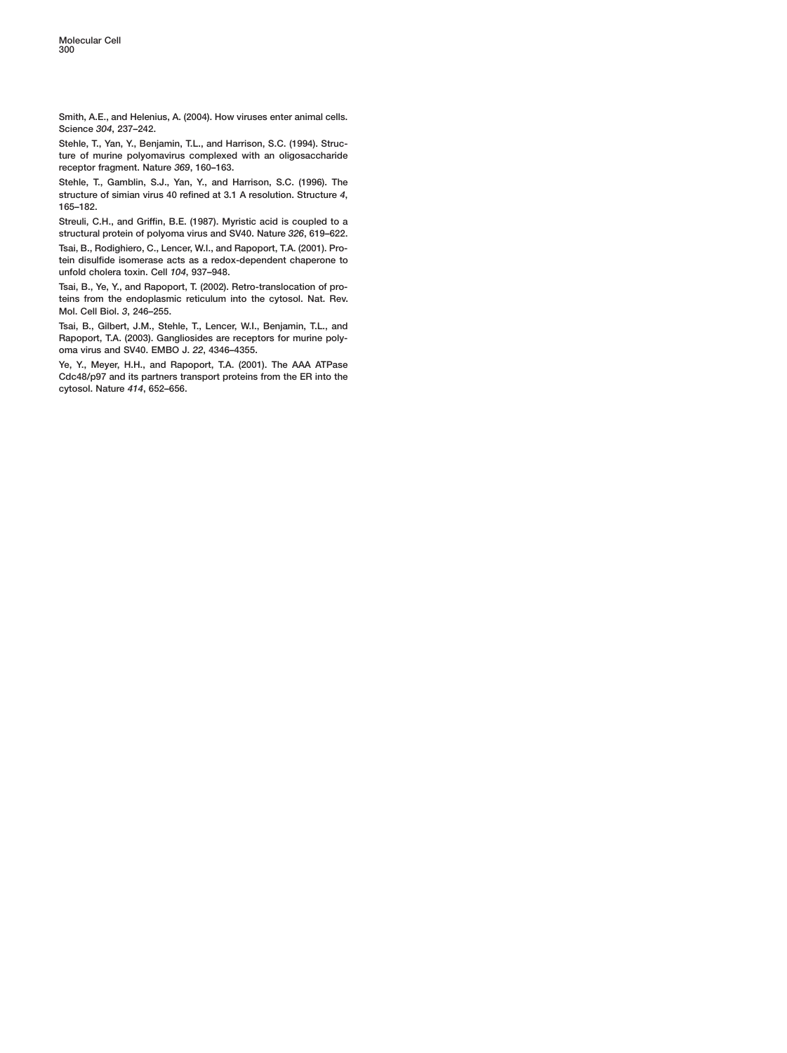Smith, A.E., and Helenius, A. (2004). How viruses enter animal cells. Science *304*, 237–242.

Stehle, T., Yan, Y., Benjamin, T.L., and Harrison, S.C. (1994). Structure of murine polyomavirus complexed with an oligosaccharide receptor fragment. Nature *369*, 160–163.

Stehle, T., Gamblin, S.J., Yan, Y., and Harrison, S.C. (1996). The structure of simian virus 40 refined at 3.1 A resolution. Structure *4*, 165–182.

Streuli, C.H., and Griffin, B.E. (1987). Myristic acid is coupled to a structural protein of polyoma virus and SV40. Nature *326*, 619–622.

Tsai, B., Rodighiero, C., Lencer, W.I., and Rapoport, T.A. (2001). Protein disulfide isomerase acts as a redox-dependent chaperone to unfold cholera toxin. Cell *104*, 937–948.

Tsai, B., Ye, Y., and Rapoport, T. (2002). Retro-translocation of proteins from the endoplasmic reticulum into the cytosol. Nat. Rev. Mol. Cell Biol. *3*, 246–255.

Tsai, B., Gilbert, J.M., Stehle, T., Lencer, W.I., Benjamin, T.L., and Rapoport, T.A. (2003). Gangliosides are receptors for murine polyoma virus and SV40. EMBO J. *22*, 4346–4355.

Ye, Y., Meyer, H.H., and Rapoport, T.A. (2001). The AAA ATPase Cdc48/p97 and its partners transport proteins from the ER into the cytosol. Nature *414*, 652–656.